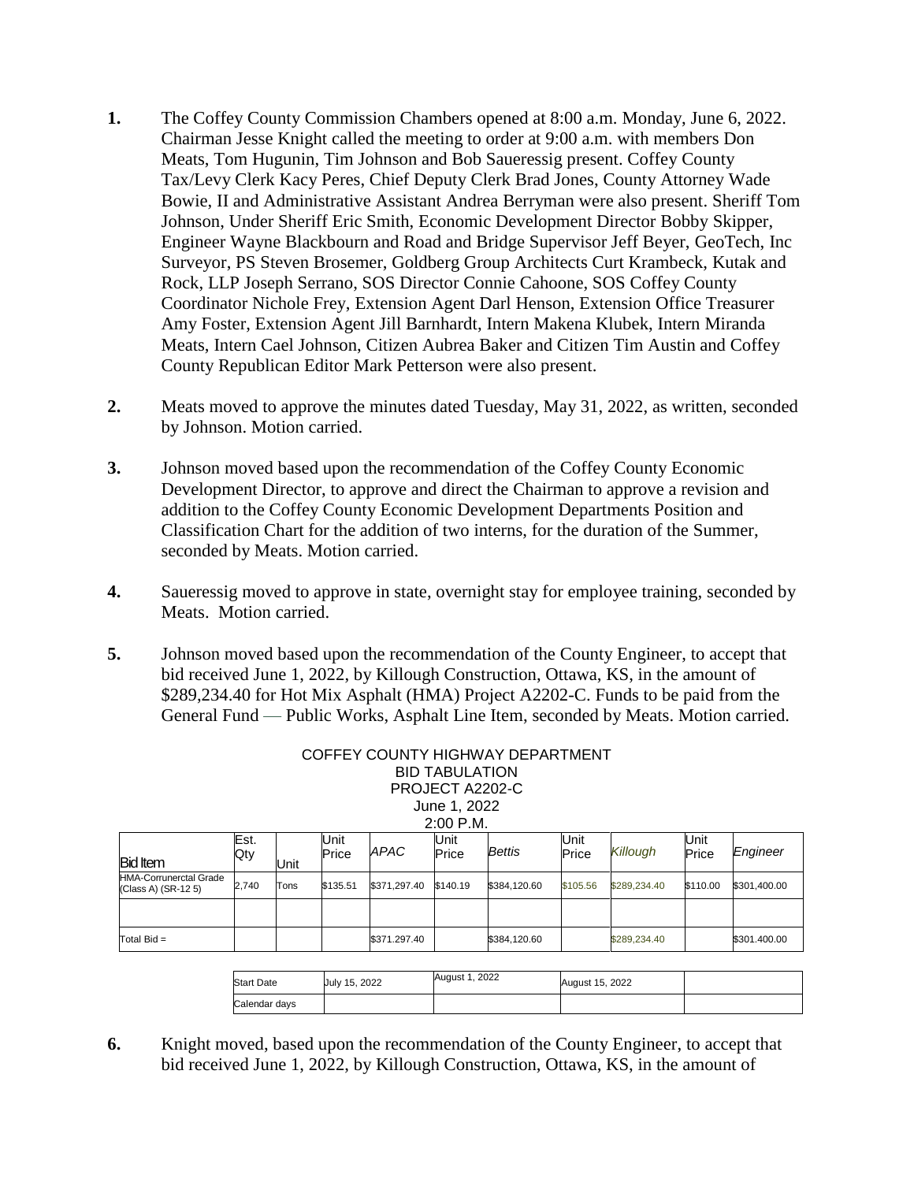**1.** The Coffey County Commission Chambers opened at 8:00 a.m. Monday, June 6, 2022. Chairman Jesse Knight called the meeting to order at 9:00 a.m. with members Don Meats, Tom Hugunin, Tim Johnson and Bob Saueressig present. Coffey County Tax/Levy Clerk Kacy Peres, Chief Deputy Clerk Brad Jones, County Attorney Wade Bowie, II and Administrative Assistant Andrea Berryman were also present. Sheriff Tom Johnson, Under Sheriff Eric Smith, Economic Development Director Bobby Skipper, Engineer Wayne Blackbourn and Road and Bridge Supervisor Jeff Beyer, GeoTech, Inc Surveyor, PS Steven Brosemer, Goldberg Group Architects Curt Krambeck, Kutak and Rock, LLP Joseph Serrano, SOS Director Connie Cahoone, SOS Coffey County Coordinator Nichole Frey, Extension Agent Darl Henson, Extension Office Treasurer Amy Foster, Extension Agent Jill Barnhardt, Intern Makena Klubek, Intern Miranda Meats, Intern Cael Johnson, Citizen Aubrea Baker and Citizen Tim Austin and Coffey County Republican Editor Mark Petterson were also present.

**2.** Meats moved to approve the minutes dated Tuesday, May 31, 2022, as written, seconded by Johnson. Motion carried.

**3.** Johnson moved based upon the recommendation of the Coffey County Economic Development Director, to approve and direct the Chairman to approve a revision and addition to the Coffey County Economic Development Departments Position and Classification Chart for the addition of two interns, for the duration of the Summer, seconded by Meats. Motion carried.

**4.** Saueressig moved to approve in state, overnight stay for employee training, seconded by Meats. Motion carried.

**5.** Johnson moved based upon the recommendation of the County Engineer, to accept that bid received June 1, 2022, by Killough Construction, Ottawa, KS, in the amount of $289,234.40 for Hot Mix Asphalt (HMA) Project A2202-C. Funds to be paid from the General Fund — Public Works, Asphalt Line Item, seconded by Meats. Motion carried.

COFFEY COUNTY HIGHWAY DEPARTMENT
BID TABULATION
PROJECT A2202-C
June 1, 2022
2:00 P.M.

| Bid Item | Est. Qty | Unit | Unit Price | *APAC* | Unit Price | *Bettis* | Unit Price | *Killough* | Unit Price | *Engineer* |
|---|---|---|---|---|---|---|---|---|---|---|
| HMA-Corrunerctal Grade (Class A) (SR-12 5) | 2,740 | Tons | $135.51 | $371,297.40 | $140.19 | $384,120.60 | $105.56 | $289,234.40 | $110.00 | $301,400.00 |
| | | | | | | | | | | |
| Total Bid = | | | | $371.297.40 | | $384,120.60 | | $289,234.40 | | $301.400.00 |

| Start Date | July 15, 2022 | August 1, 2022 | August 15, 2022 | |
|---|---|---|---|---|
| Calendar days | | | | |

**6.** Knight moved, based upon the recommendation of the County Engineer, to accept that bid received June 1, 2022, by Killough Construction, Ottawa, KS, in the amount of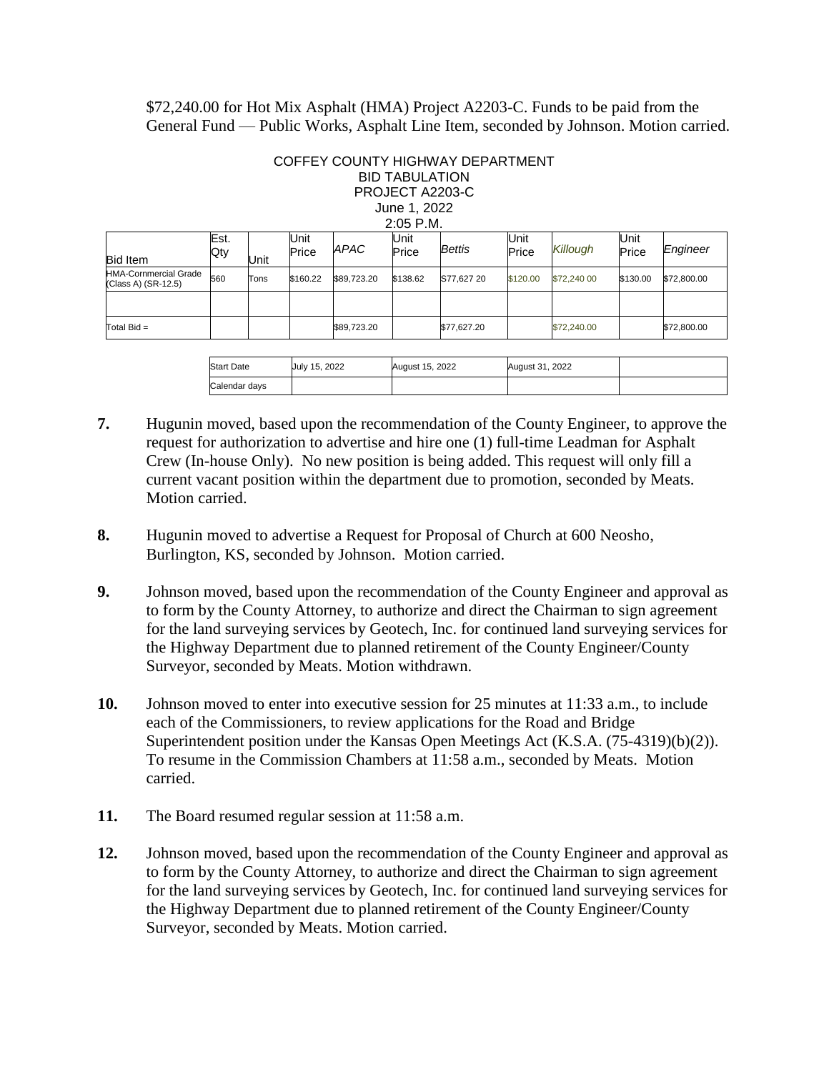$72,240.00 for Hot Mix Asphalt (HMA) Project A2203-C. Funds to be paid from the General Fund — Public Works, Asphalt Line Item, seconded by Johnson. Motion carried.

COFFEY COUNTY HIGHWAY DEPARTMENT
BID TABULATION
PROJECT A2203-C
June 1, 2022
2:05 P.M.

| Bid Item | Est. Qty | Unit | Unit Price | *APAC* | Unit Price | *Bettis* | Unit Price | *Killough* | Unit Price | *Engineer* |
|---|---|---|---|---|---|---|---|---|---|---|
| HMA-Cornmercial Grade (Class A) (SR-12.5) | 560 | Tons | $160.22 | $89,723.20 | $138.62 | $77,627 20 | $120.00 | $72,240 00 | $130.00 | $72,800.00 |
| | | | | | | | | | | |
| Total Bid = | | | | $89,723.20 | | $77,627.20 | | $72,240.00 | | $72,800.00 |

| Start Date | July 15, 2022 | August 15, 2022 | August 31, 2022 | |
|---|---|---|---|---|
| Calendar days | | | | |

**7.** Hugunin moved, based upon the recommendation of the County Engineer, to approve the request for authorization to advertise and hire one (1) full-time Leadman for Asphalt Crew (In-house Only). No new position is being added. This request will only fill a current vacant position within the department due to promotion, seconded by Meats. Motion carried.

**8.** Hugunin moved to advertise a Request for Proposal of Church at 600 Neosho, Burlington, KS, seconded by Johnson. Motion carried.

**9.** Johnson moved, based upon the recommendation of the County Engineer and approval as to form by the County Attorney, to authorize and direct the Chairman to sign agreement for the land surveying services by Geotech, Inc. for continued land surveying services for the Highway Department due to planned retirement of the County Engineer/County Surveyor, seconded by Meats. Motion withdrawn.

**10.** Johnson moved to enter into executive session for 25 minutes at 11:33 a.m., to include each of the Commissioners, to review applications for the Road and Bridge Superintendent position under the Kansas Open Meetings Act (K.S.A. (75-4319)(b)(2)). To resume in the Commission Chambers at 11:58 a.m., seconded by Meats. Motion carried.

**11.** The Board resumed regular session at 11:58 a.m.

**12.** Johnson moved, based upon the recommendation of the County Engineer and approval as to form by the County Attorney, to authorize and direct the Chairman to sign agreement for the land surveying services by Geotech, Inc. for continued land surveying services for the Highway Department due to planned retirement of the County Engineer/County Surveyor, seconded by Meats. Motion carried.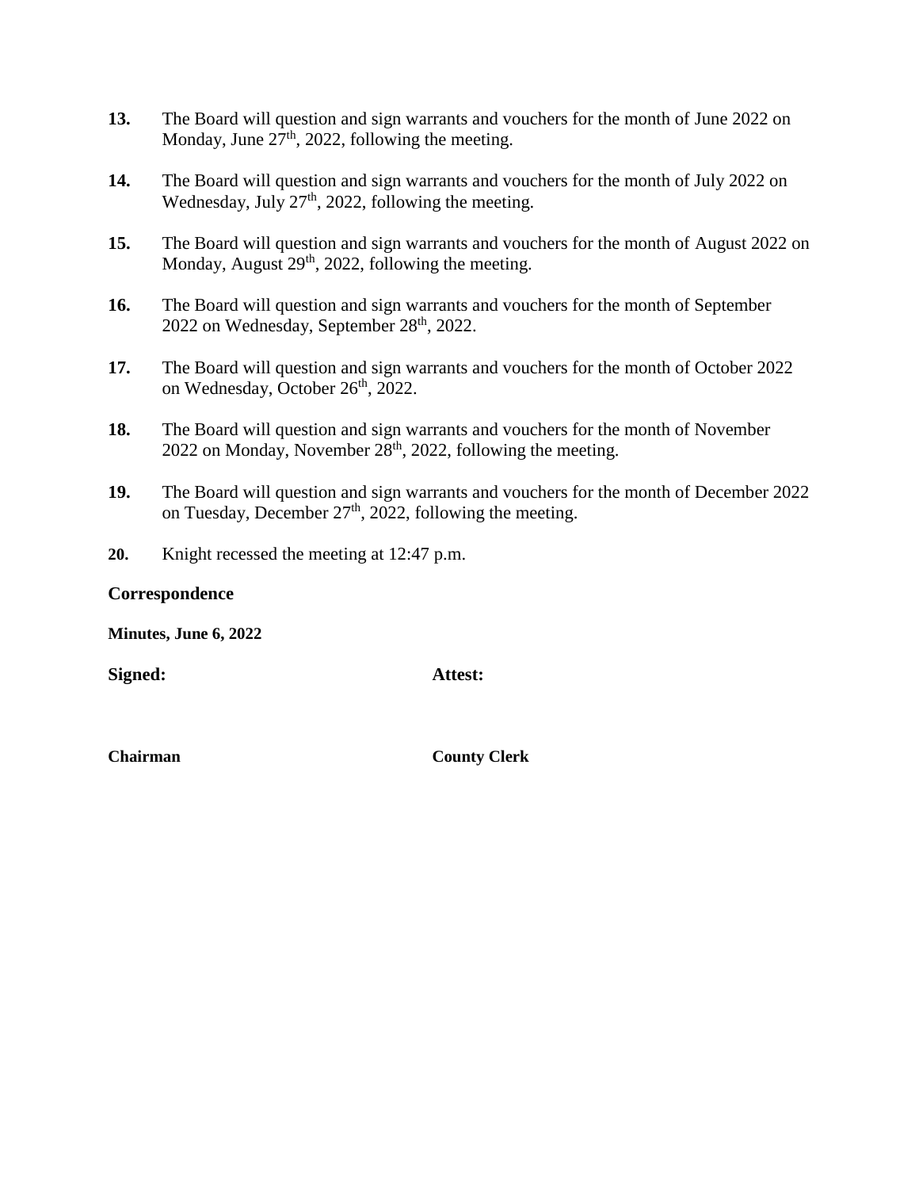**13.** The Board will question and sign warrants and vouchers for the month of June 2022 on Monday, June 27th, 2022, following the meeting.

**14.** The Board will question and sign warrants and vouchers for the month of July 2022 on Wednesday, July 27th, 2022, following the meeting.

**15.** The Board will question and sign warrants and vouchers for the month of August 2022 on Monday, August 29th, 2022, following the meeting.

**16.** The Board will question and sign warrants and vouchers for the month of September 2022 on Wednesday, September 28th, 2022.

**17.** The Board will question and sign warrants and vouchers for the month of October 2022 on Wednesday, October 26th, 2022.

**18.** The Board will question and sign warrants and vouchers for the month of November 2022 on Monday, November 28th, 2022, following the meeting.

**19.** The Board will question and sign warrants and vouchers for the month of December 2022 on Tuesday, December 27th, 2022, following the meeting.

**20.** Knight recessed the meeting at 12:47 p.m.

**Correspondence**

**Minutes, June 6, 2022**

**Signed:** **Attest:**

**Chairman** **County Clerk**